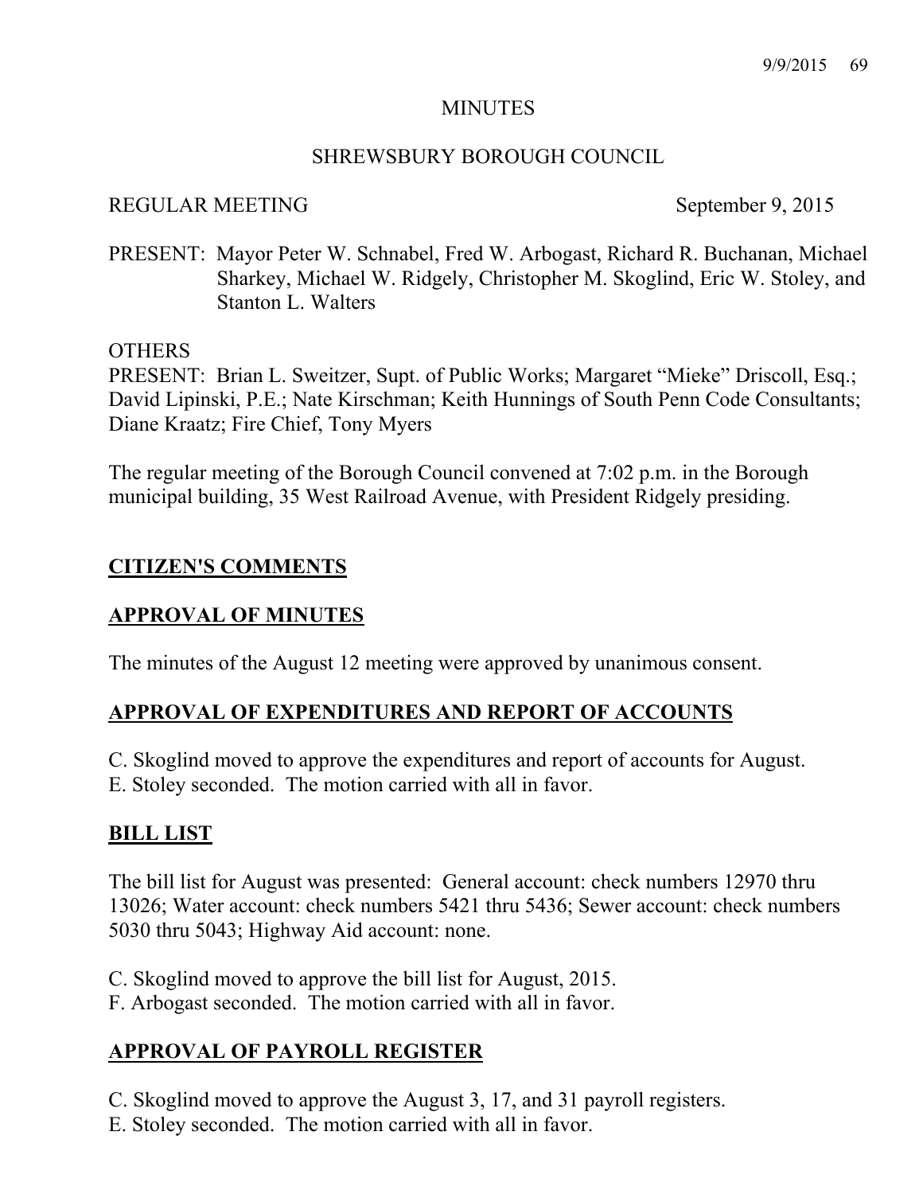# MINUTES

## SHREWSBURY BOROUGH COUNCIL

REGULAR MEETING September 9, 2015

PRESENT: Mayor Peter W. Schnabel, Fred W. Arbogast, Richard R. Buchanan, Michael Sharkey, Michael W. Ridgely, Christopher M. Skoglind, Eric W. Stoley, and Stanton L. Walters

OTHERS
PRESENT: Brian L. Sweitzer, Supt. of Public Works; Margaret "Mieke" Driscoll, Esq.; David Lipinski, P.E.; Nate Kirschman; Keith Hunnings of South Penn Code Consultants; Diane Kraatz; Fire Chief, Tony Myers

The regular meeting of the Borough Council convened at 7:02 p.m. in the Borough municipal building, 35 West Railroad Avenue, with President Ridgely presiding.

## CITIZEN'S COMMENTS

## APPROVAL OF MINUTES

The minutes of the August 12 meeting were approved by unanimous consent.

## APPROVAL OF EXPENDITURES AND REPORT OF ACCOUNTS

C. Skoglind moved to approve the expenditures and report of accounts for August.
E. Stoley seconded. The motion carried with all in favor.

## BILL LIST

The bill list for August was presented: General account: check numbers 12970 thru 13026; Water account: check numbers 5421 thru 5436; Sewer account: check numbers 5030 thru 5043; Highway Aid account: none.

C. Skoglind moved to approve the bill list for August, 2015.
F. Arbogast seconded. The motion carried with all in favor.

## APPROVAL OF PAYROLL REGISTER

C. Skoglind moved to approve the August 3, 17, and 31 payroll registers.
E. Stoley seconded. The motion carried with all in favor.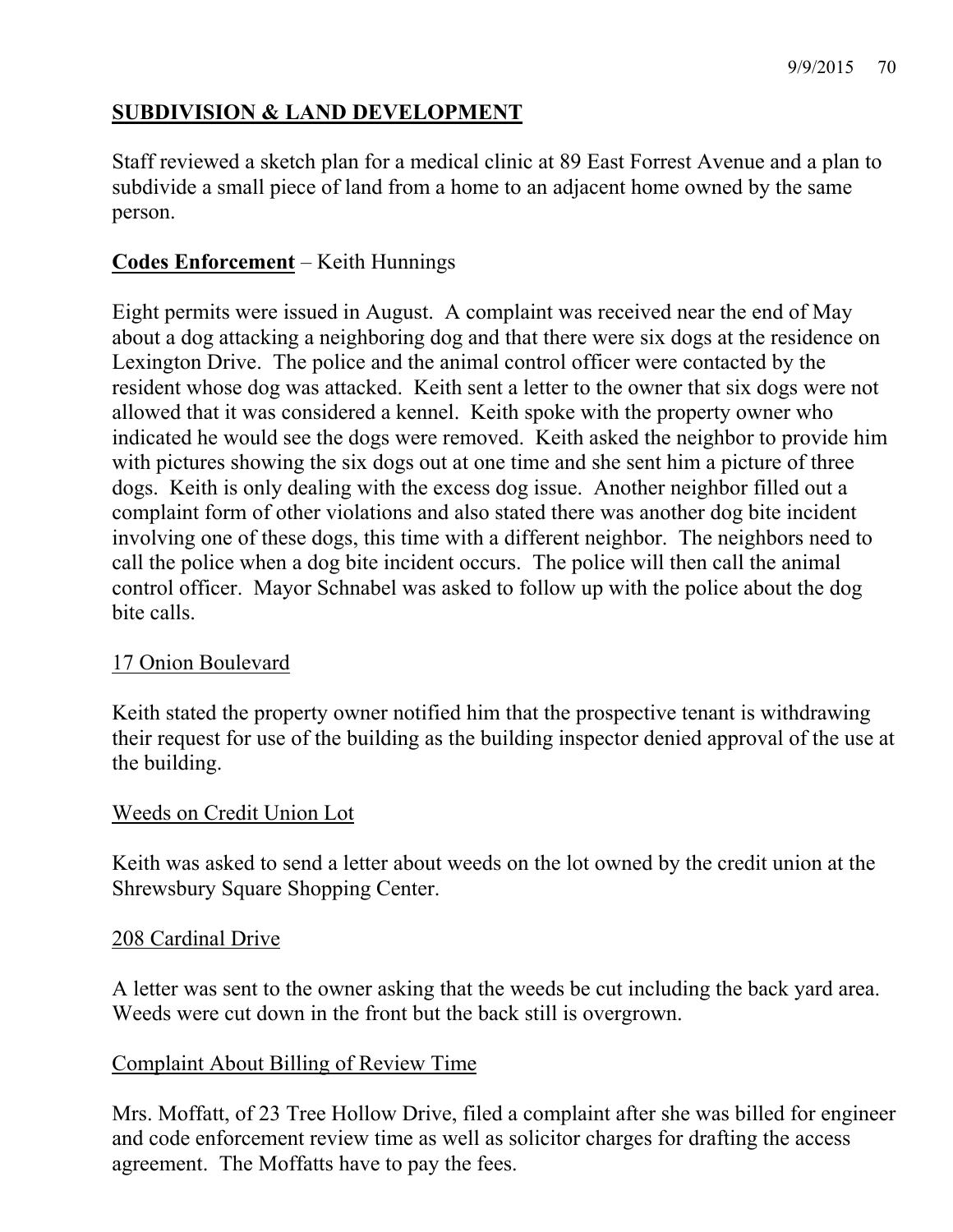## SUBDIVISION & LAND DEVELOPMENT

Staff reviewed a sketch plan for a medical clinic at 89 East Forrest Avenue and a plan to subdivide a small piece of land from a home to an adjacent home owned by the same person.

**Codes Enforcement** – Keith Hunnings

Eight permits were issued in August. A complaint was received near the end of May about a dog attacking a neighboring dog and that there were six dogs at the residence on Lexington Drive. The police and the animal control officer were contacted by the resident whose dog was attacked. Keith sent a letter to the owner that six dogs were not allowed that it was considered a kennel. Keith spoke with the property owner who indicated he would see the dogs were removed. Keith asked the neighbor to provide him with pictures showing the six dogs out at one time and she sent him a picture of three dogs. Keith is only dealing with the excess dog issue. Another neighbor filled out a complaint form of other violations and also stated there was another dog bite incident involving one of these dogs, this time with a different neighbor. The neighbors need to call the police when a dog bite incident occurs. The police will then call the animal control officer. Mayor Schnabel was asked to follow up with the police about the dog bite calls.

17 Onion Boulevard

Keith stated the property owner notified him that the prospective tenant is withdrawing their request for use of the building as the building inspector denied approval of the use at the building.

Weeds on Credit Union Lot

Keith was asked to send a letter about weeds on the lot owned by the credit union at the Shrewsbury Square Shopping Center.

208 Cardinal Drive

A letter was sent to the owner asking that the weeds be cut including the back yard area. Weeds were cut down in the front but the back still is overgrown.

Complaint About Billing of Review Time

Mrs. Moffatt, of 23 Tree Hollow Drive, filed a complaint after she was billed for engineer and code enforcement review time as well as solicitor charges for drafting the access agreement. The Moffatts have to pay the fees.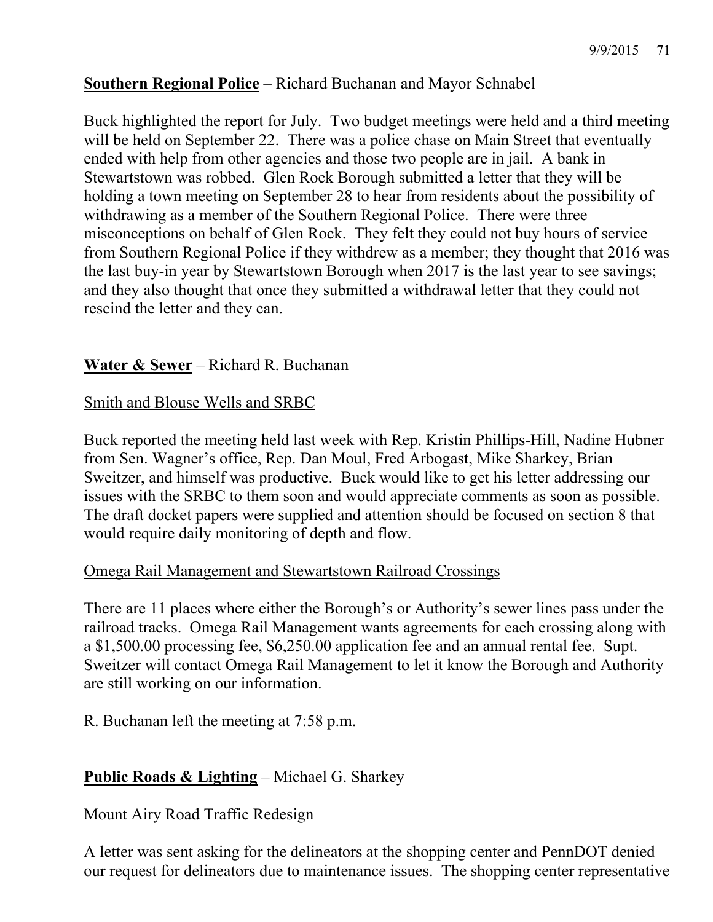**<u>Southern Regional Police</u>** – Richard Buchanan and Mayor Schnabel

Buck highlighted the report for July. Two budget meetings were held and a third meeting will be held on September 22. There was a police chase on Main Street that eventually ended with help from other agencies and those two people are in jail. A bank in Stewartstown was robbed. Glen Rock Borough submitted a letter that they will be holding a town meeting on September 28 to hear from residents about the possibility of withdrawing as a member of the Southern Regional Police. There were three misconceptions on behalf of Glen Rock. They felt they could not buy hours of service from Southern Regional Police if they withdrew as a member; they thought that 2016 was the last buy-in year by Stewartstown Borough when 2017 is the last year to see savings; and they also thought that once they submitted a withdrawal letter that they could not rescind the letter and they can.

**<u>Water & Sewer</u>** – Richard R. Buchanan

<u>Smith and Blouse Wells and SRBC</u>

Buck reported the meeting held last week with Rep. Kristin Phillips-Hill, Nadine Hubner from Sen. Wagner's office, Rep. Dan Moul, Fred Arbogast, Mike Sharkey, Brian Sweitzer, and himself was productive. Buck would like to get his letter addressing our issues with the SRBC to them soon and would appreciate comments as soon as possible. The draft docket papers were supplied and attention should be focused on section 8 that would require daily monitoring of depth and flow.

<u>Omega Rail Management and Stewartstown Railroad Crossings</u>

There are 11 places where either the Borough's or Authority's sewer lines pass under the railroad tracks. Omega Rail Management wants agreements for each crossing along with a $1,500.00 processing fee, $6,250.00 application fee and an annual rental fee. Supt. Sweitzer will contact Omega Rail Management to let it know the Borough and Authority are still working on our information.

R. Buchanan left the meeting at 7:58 p.m.

**<u>Public Roads & Lighting</u>** – Michael G. Sharkey

<u>Mount Airy Road Traffic Redesign</u>

A letter was sent asking for the delineators at the shopping center and PennDOT denied our request for delineators due to maintenance issues. The shopping center representative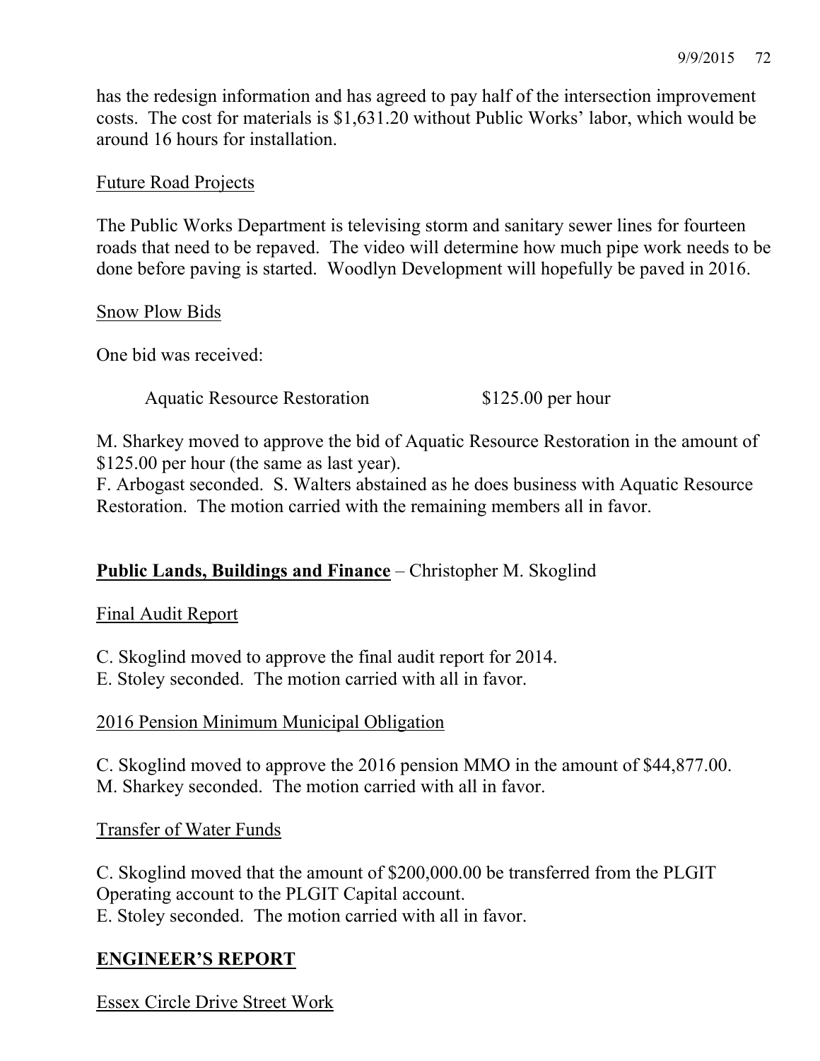has the redesign information and has agreed to pay half of the intersection improvement costs. The cost for materials is $1,631.20 without Public Works' labor, which would be around 16 hours for installation.

Future Road Projects

The Public Works Department is televising storm and sanitary sewer lines for fourteen roads that need to be repaved. The video will determine how much pipe work needs to be done before paving is started. Woodlyn Development will hopefully be paved in 2016.

Snow Plow Bids

One bid was received:

| | |
|---|---|
| Aquatic Resource Restoration | $125.00 per hour |

M. Sharkey moved to approve the bid of Aquatic Resource Restoration in the amount of $125.00 per hour (the same as last year).
F. Arbogast seconded. S. Walters abstained as he does business with Aquatic Resource Restoration. The motion carried with the remaining members all in favor.

**Public Lands, Buildings and Finance** – Christopher M. Skoglind

Final Audit Report

C. Skoglind moved to approve the final audit report for 2014.
E. Stoley seconded. The motion carried with all in favor.

2016 Pension Minimum Municipal Obligation

C. Skoglind moved to approve the 2016 pension MMO in the amount of $44,877.00.
M. Sharkey seconded. The motion carried with all in favor.

Transfer of Water Funds

C. Skoglind moved that the amount of $200,000.00 be transferred from the PLGIT Operating account to the PLGIT Capital account.
E. Stoley seconded. The motion carried with all in favor.

## ENGINEER'S REPORT

Essex Circle Drive Street Work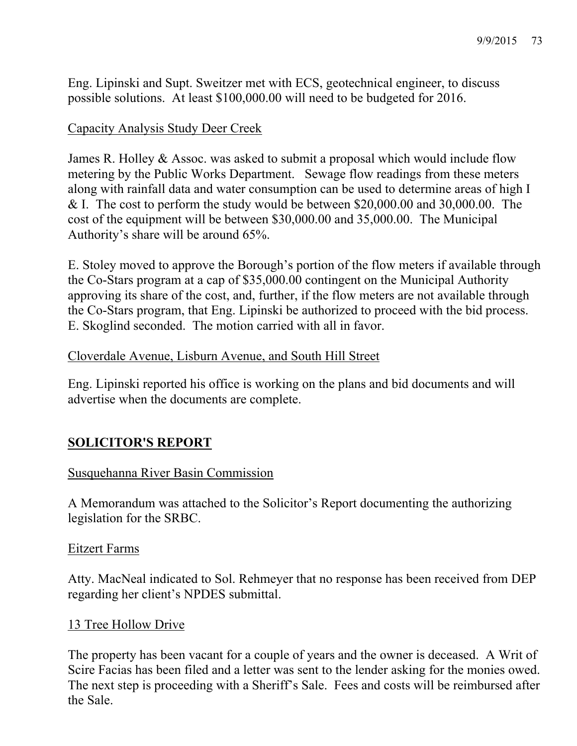Eng. Lipinski and Supt. Sweitzer met with ECS, geotechnical engineer, to discuss possible solutions. At least $100,000.00 will need to be budgeted for 2016.

<u>Capacity Analysis Study Deer Creek</u>

James R. Holley & Assoc. was asked to submit a proposal which would include flow metering by the Public Works Department. Sewage flow readings from these meters along with rainfall data and water consumption can be used to determine areas of high I & I. The cost to perform the study would be between $20,000.00 and 30,000.00. The cost of the equipment will be between $30,000.00 and 35,000.00. The Municipal Authority's share will be around 65%.

E. Stoley moved to approve the Borough's portion of the flow meters if available through the Co-Stars program at a cap of $35,000.00 contingent on the Municipal Authority approving its share of the cost, and, further, if the flow meters are not available through the Co-Stars program, that Eng. Lipinski be authorized to proceed with the bid process. E. Skoglind seconded. The motion carried with all in favor.

<u>Cloverdale Avenue, Lisburn Avenue, and South Hill Street</u>

Eng. Lipinski reported his office is working on the plans and bid documents and will advertise when the documents are complete.

## **<u>SOLICITOR'S REPORT</u>**

<u>Susquehanna River Basin Commission</u>

A Memorandum was attached to the Solicitor's Report documenting the authorizing legislation for the SRBC.

<u>Eitzert Farms</u>

Atty. MacNeal indicated to Sol. Rehmeyer that no response has been received from DEP regarding her client's NPDES submittal.

<u>13 Tree Hollow Drive</u>

The property has been vacant for a couple of years and the owner is deceased. A Writ of Scire Facias has been filed and a letter was sent to the lender asking for the monies owed. The next step is proceeding with a Sheriff's Sale. Fees and costs will be reimbursed after the Sale.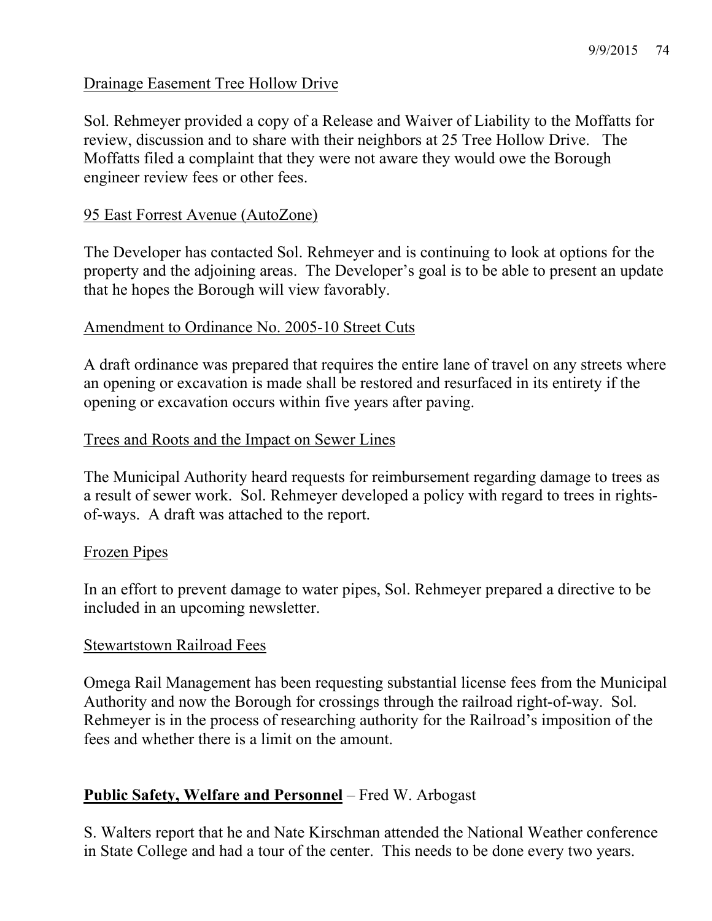<u>Drainage Easement Tree Hollow Drive</u>

Sol. Rehmeyer provided a copy of a Release and Waiver of Liability to the Moffatts for review, discussion and to share with their neighbors at 25 Tree Hollow Drive. The Moffatts filed a complaint that they were not aware they would owe the Borough engineer review fees or other fees.

<u>95 East Forrest Avenue (AutoZone)</u>

The Developer has contacted Sol. Rehmeyer and is continuing to look at options for the property and the adjoining areas. The Developer's goal is to be able to present an update that he hopes the Borough will view favorably.

<u>Amendment to Ordinance No. 2005-10 Street Cuts</u>

A draft ordinance was prepared that requires the entire lane of travel on any streets where an opening or excavation is made shall be restored and resurfaced in its entirety if the opening or excavation occurs within five years after paving.

<u>Trees and Roots and the Impact on Sewer Lines</u>

The Municipal Authority heard requests for reimbursement regarding damage to trees as a result of sewer work. Sol. Rehmeyer developed a policy with regard to trees in rights-of-ways. A draft was attached to the report.

<u>Frozen Pipes</u>

In an effort to prevent damage to water pipes, Sol. Rehmeyer prepared a directive to be included in an upcoming newsletter.

<u>Stewartstown Railroad Fees</u>

Omega Rail Management has been requesting substantial license fees from the Municipal Authority and now the Borough for crossings through the railroad right-of-way. Sol. Rehmeyer is in the process of researching authority for the Railroad's imposition of the fees and whether there is a limit on the amount.

**<u>Public Safety, Welfare and Personnel</u>** – Fred W. Arbogast

S. Walters report that he and Nate Kirschman attended the National Weather conference in State College and had a tour of the center. This needs to be done every two years.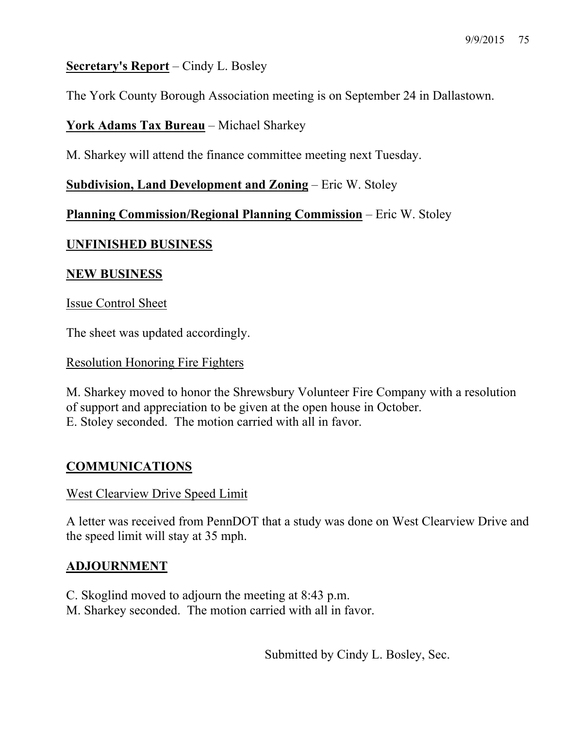**<u>Secretary's Report</u>** – Cindy L. Bosley

The York County Borough Association meeting is on September 24 in Dallastown.

**<u>York Adams Tax Bureau</u>** – Michael Sharkey

M. Sharkey will attend the finance committee meeting next Tuesday.

**<u>Subdivision, Land Development and Zoning</u>** – Eric W. Stoley

**<u>Planning Commission/Regional Planning Commission</u>** – Eric W. Stoley

## UNFINISHED BUSINESS

## NEW BUSINESS

<u>Issue Control Sheet</u>

The sheet was updated accordingly.

<u>Resolution Honoring Fire Fighters</u>

M. Sharkey moved to honor the Shrewsbury Volunteer Fire Company with a resolution of support and appreciation to be given at the open house in October.
E. Stoley seconded. The motion carried with all in favor.

## COMMUNICATIONS

<u>West Clearview Drive Speed Limit</u>

A letter was received from PennDOT that a study was done on West Clearview Drive and the speed limit will stay at 35 mph.

## ADJOURNMENT

C. Skoglind moved to adjourn the meeting at 8:43 p.m.
M. Sharkey seconded. The motion carried with all in favor.

Submitted by Cindy L. Bosley, Sec.